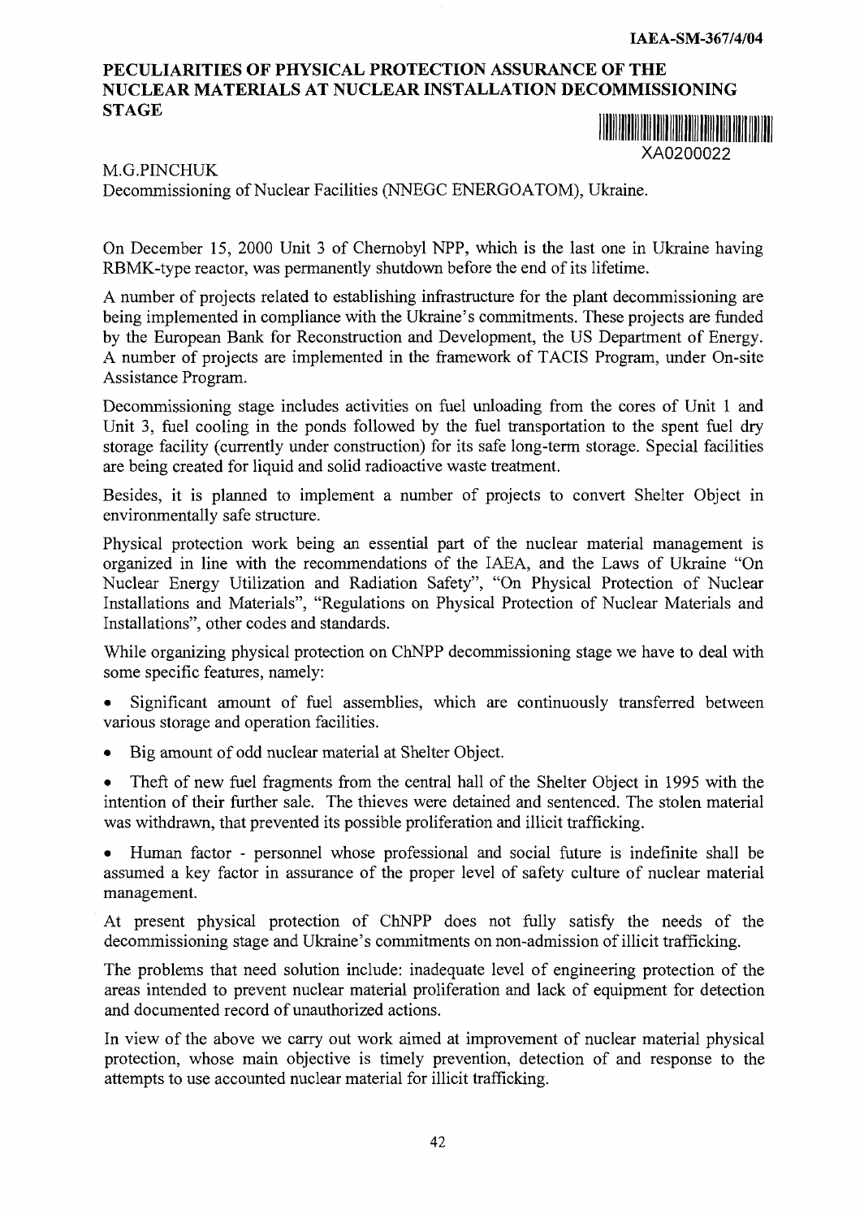# PECULIARITIES OF PHYSICAL PROTECTION ASSURANCE OF THE NUCLEAR MATERIALS AT NUCLEAR INSTALLATION DECOMMISSIONING STAGE

XA0200022

M.G.PINCHUK

Decommissioning of Nuclear Facilities (NNEGC ENERGOATOM), Ukraine.

On December 15, 2000 Unit 3 of Chernobyl NPP, which is the last one in Ukraine having RBMK-type reactor, was permanently shutdown before the end of its lifetime.

A number of projects related to establishing infrastructure for the plant decommissioning are being implemented in compliance with the Ukraine's commitments. These projects are funded by the European Bank for Reconstruction and Development, the US Department of Energy. A number of projects are implemented in the framework of TACIS Program, under On-site Assistance Program.

Decommissioning stage includes activities on fuel unloading from the cores of Unit 1 and Unit 3, fuel cooling in the ponds followed by the fuel transportation to the spent fuel dry storage facility (currently under construction) for its safe long-term storage. Special facilities are being created for liquid and solid radioactive waste treatment.

Besides, it is planned to implement a number of projects to convert Shelter Object in environmentally safe structure.

Physical protection work being an essential part of the nuclear material management is organized in line with the recommendations of the IAEA, and the Laws of Ukraine "On Nuclear Energy Utilization and Radiation Safety", "On Physical Protection of Nuclear Installations and Materials", "Regulations on Physical Protection of Nuclear Materials and Installations", other codes and standards.

While organizing physical protection on ChNPP decommissioning stage we have to deal with some specific features, namely:

- Significant amount of fuel assemblies, which are continuously transferred between various storage and operation facilities.
- Big amount of odd nuclear material at Shelter Object.
- Theft of new fuel fragments from the central hall of the Shelter Object in 1995 with the intention of their further sale. The thieves were detained and sentenced. The stolen material was withdrawn, that prevented its possible proliferation and illicit trafficking.
- Human factor - personnel whose professional and social future is indefinite shall be assumed a key factor in assurance of the proper level of safety culture of nuclear material management.

At present physical protection of ChNPP does not fully satisfy the needs of the decommissioning stage and Ukraine's commitments on non-admission of illicit trafficking.

The problems that need solution include: inadequate level of engineering protection of the areas intended to prevent nuclear material proliferation and lack of equipment for detection and documented record of unauthorized actions.

In view of the above we carry out work aimed at improvement of nuclear material physical protection, whose main objective is timely prevention, detection of and response to the attempts to use accounted nuclear material for illicit trafficking.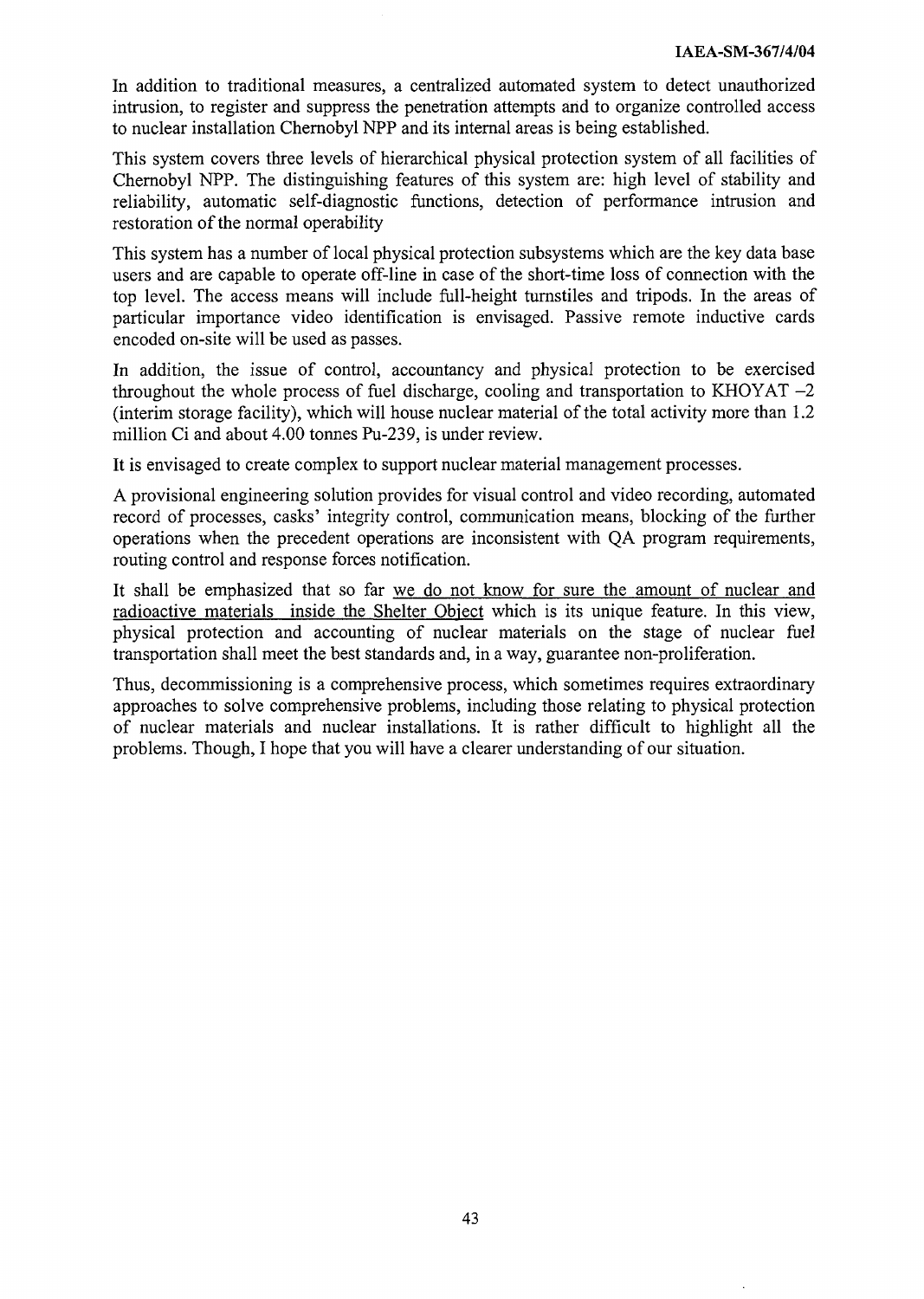In addition to traditional measures, a centralized automated system to detect unauthorized intrusion, to register and suppress the penetration attempts and to organize controlled access to nuclear installation Chernobyl NPP and its internal areas is being established.

This system covers three levels of hierarchical physical protection system of all facilities of Chernobyl NPP. The distinguishing features of this system are: high level of stability and reliability, automatic self-diagnostic functions, detection of performance intrusion and restoration of the normal operability

This system has a number of local physical protection subsystems which are the key data base users and are capable to operate off-line in case of the short-time loss of connection with the top level. The access means will include full-height turnstiles and tripods. In the areas of particular importance video identification is envisaged. Passive remote inductive cards encoded on-site will be used as passes.

In addition, the issue of control, accountancy and physical protection to be exercised throughout the whole process of fuel discharge, cooling and transportation to KHOYAT –2 (interim storage facility), which will house nuclear material of the total activity more than 1.2 million Ci and about 4.00 tonnes Pu-239, is under review.

It is envisaged to create complex to support nuclear material management processes.

A provisional engineering solution provides for visual control and video recording, automated record of processes, casks' integrity control, communication means, blocking of the further operations when the precedent operations are inconsistent with QA program requirements, routing control and response forces notification.

It shall be emphasized that so far <u>we do not know for sure the amount of nuclear and radioactive materials inside the Shelter Object</u> which is its unique feature. In this view, physical protection and accounting of nuclear materials on the stage of nuclear fuel transportation shall meet the best standards and, in a way, guarantee non-proliferation.

Thus, decommissioning is a comprehensive process, which sometimes requires extraordinary approaches to solve comprehensive problems, including those relating to physical protection of nuclear materials and nuclear installations. It is rather difficult to highlight all the problems. Though, I hope that you will have a clearer understanding of our situation.